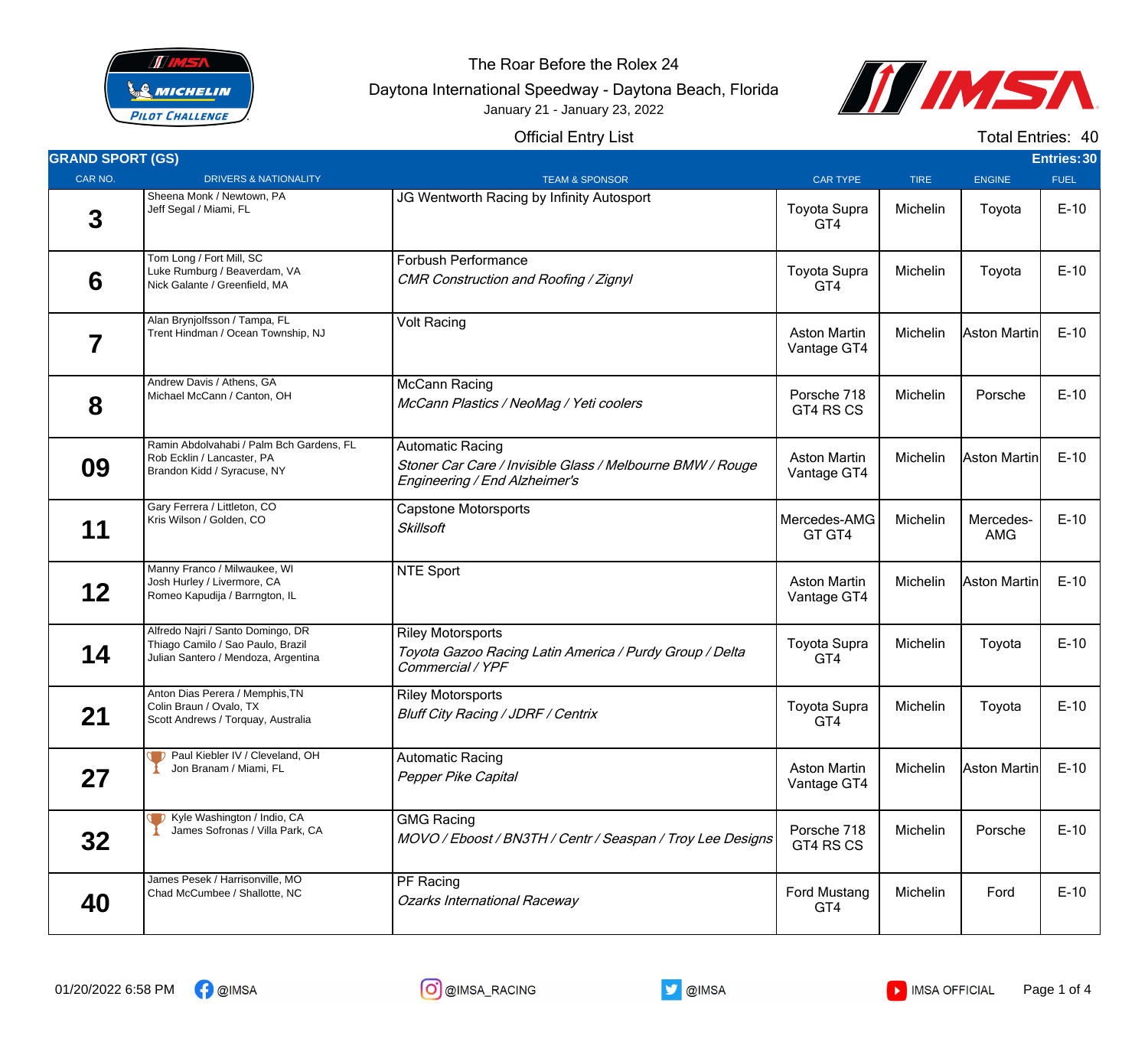The Roar Before the Rolex 24

Daytona International Speedway - Daytona Beach, Florida

January 21 - January 23, 2022

Official Entry List

Total Entries: 40

## GRAND SPORT (GS)

Entries: 30

| CAR NO. | DRIVERS & NATIONALITY | TEAM & SPONSOR | CAR TYPE | TIRE | ENGINE | FUEL |
|---|---|---|---|---|---|---|
| 3 | Sheena Monk / Newtown, PA<br>Jeff Segal / Miami, FL | JG Wentworth Racing by Infinity Autosport | Toyota Supra GT4 | Michelin | Toyota | E-10 |
| 6 | Tom Long / Fort Mill, SC<br>Luke Rumburg / Beaverdam, VA<br>Nick Galante / Greenfield, MA | Forbush Performance<br>*CMR Construction and Roofing / Zignyl* | Toyota Supra GT4 | Michelin | Toyota | E-10 |
| 7 | Alan Brynjolfsson / Tampa, FL<br>Trent Hindman / Ocean Township, NJ | Volt Racing | Aston Martin Vantage GT4 | Michelin | Aston Martin | E-10 |
| 8 | Andrew Davis / Athens, GA<br>Michael McCann / Canton, OH | McCann Racing<br>*McCann Plastics / NeoMag / Yeti coolers* | Porsche 718 GT4 RS CS | Michelin | Porsche | E-10 |
| 09 | Ramin Abdolvahabi / Palm Bch Gardens, FL<br>Rob Ecklin / Lancaster, PA<br>Brandon Kidd / Syracuse, NY | Automatic Racing<br>*Stoner Car Care / Invisible Glass / Melbourne BMW / Rouge Engineering / End Alzheimer's* | Aston Martin Vantage GT4 | Michelin | Aston Martin | E-10 |
| 11 | Gary Ferrera / Littleton, CO<br>Kris Wilson / Golden, CO | Capstone Motorsports<br>*Skillsoft* | Mercedes-AMG GT GT4 | Michelin | Mercedes-AMG | E-10 |
| 12 | Manny Franco / Milwaukee, WI<br>Josh Hurley / Livermore, CA<br>Romeo Kapudija / Barrngton, IL | NTE Sport | Aston Martin Vantage GT4 | Michelin | Aston Martin | E-10 |
| 14 | Alfredo Najri / Santo Domingo, DR<br>Thiago Camilo / Sao Paulo, Brazil<br>Julian Santero / Mendoza, Argentina | Riley Motorsports<br>*Toyota Gazoo Racing Latin America / Purdy Group / Delta Commercial / YPF* | Toyota Supra GT4 | Michelin | Toyota | E-10 |
| 21 | Anton Dias Perera / Memphis,TN<br>Colin Braun / Ovalo, TX<br>Scott Andrews / Torquay, Australia | Riley Motorsports<br>*Bluff City Racing / JDRF / Centrix* | Toyota Supra GT4 | Michelin | Toyota | E-10 |
| 27 | Paul Kiebler IV / Cleveland, OH<br>Jon Branam / Miami, FL | Automatic Racing<br>*Pepper Pike Capital* | Aston Martin Vantage GT4 | Michelin | Aston Martin | E-10 |
| 32 | Kyle Washington / Indio, CA<br>James Sofronas / Villa Park, CA | GMG Racing<br>*MOVO / Eboost / BN3TH / Centr / Seaspan / Troy Lee Designs* | Porsche 718 GT4 RS CS | Michelin | Porsche | E-10 |
| 40 | James Pesek / Harrisonville, MO<br>Chad McCumbee / Shallotte, NC | PF Racing<br>*Ozarks International Raceway* | Ford Mustang GT4 | Michelin | Ford | E-10 |

01/20/2022 6:58 PM

@IMSA @IMSA_RACING @IMSA IMSA OFFICIAL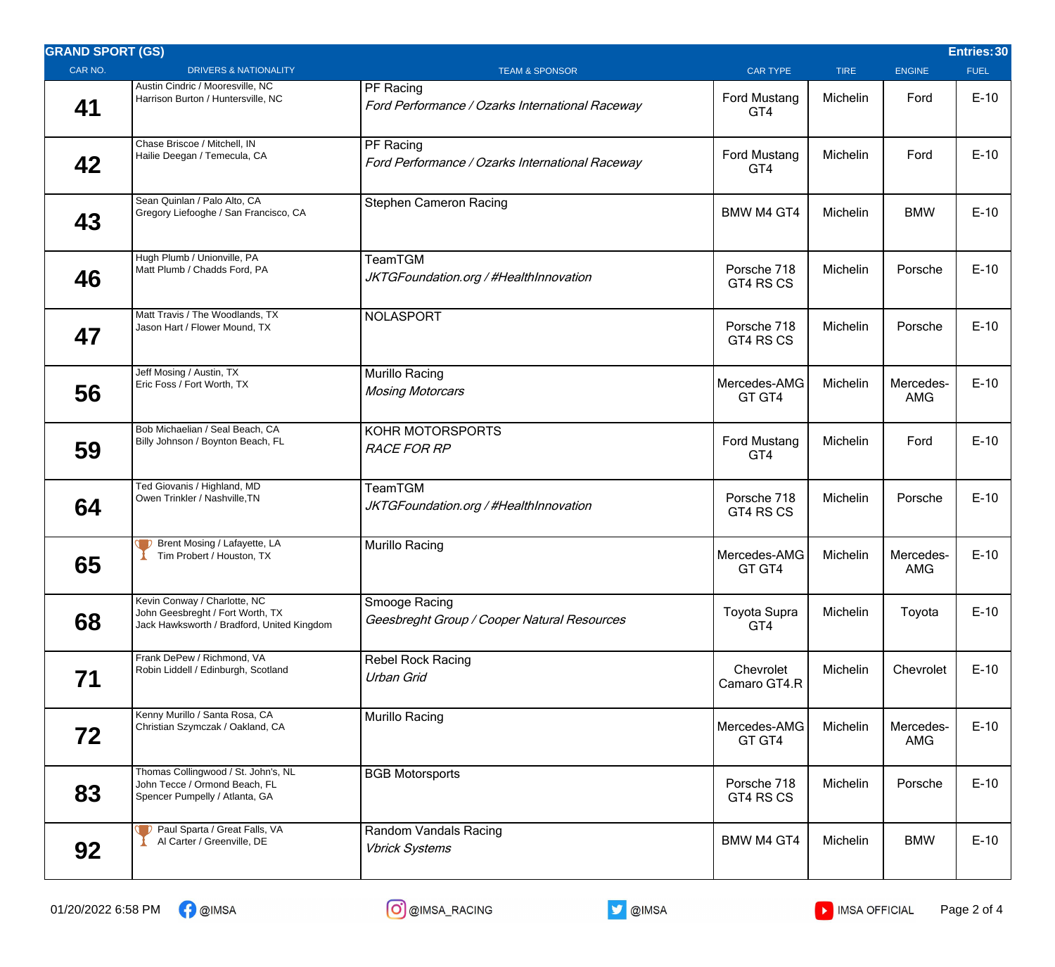## GRAND SPORT (GS)

**Entries: 30**

| CAR NO. | DRIVERS & NATIONALITY | TEAM & SPONSOR | CAR TYPE | TIRE | ENGINE | FUEL |
|---|---|---|---|---|---|---|
| **41** | Austin Cindric / Mooresville, NC<br>Harrison Burton / Huntersville, NC | PF Racing<br>*Ford Performance / Ozarks International Raceway* | Ford Mustang GT4 | Michelin | Ford | E-10 |
| **42** | Chase Briscoe / Mitchell, IN<br>Hailie Deegan / Temecula, CA | PF Racing<br>*Ford Performance / Ozarks International Raceway* | Ford Mustang GT4 | Michelin | Ford | E-10 |
| **43** | Sean Quinlan / Palo Alto, CA<br>Gregory Liefooghe / San Francisco, CA | Stephen Cameron Racing | BMW M4 GT4 | Michelin | BMW | E-10 |
| **46** | Hugh Plumb / Unionville, PA<br>Matt Plumb / Chadds Ford, PA | TeamTGM<br>*JKTGFoundation.org / #HealthInnovation* | Porsche 718 GT4 RS CS | Michelin | Porsche | E-10 |
| **47** | Matt Travis / The Woodlands, TX<br>Jason Hart / Flower Mound, TX | NOLASPORT | Porsche 718 GT4 RS CS | Michelin | Porsche | E-10 |
| **56** | Jeff Mosing / Austin, TX<br>Eric Foss / Fort Worth, TX | Murillo Racing<br>*Mosing Motorcars* | Mercedes-AMG GT GT4 | Michelin | Mercedes-AMG | E-10 |
| **59** | Bob Michaelian / Seal Beach, CA<br>Billy Johnson / Boynton Beach, FL | KOHR MOTORSPORTS<br>*RACE FOR RP* | Ford Mustang GT4 | Michelin | Ford | E-10 |
| **64** | Ted Giovanis / Highland, MD<br>Owen Trinkler / Nashville,TN | TeamTGM<br>*JKTGFoundation.org / #HealthInnovation* | Porsche 718 GT4 RS CS | Michelin | Porsche | E-10 |
| **65** | Brent Mosing / Lafayette, LA<br>Tim Probert / Houston, TX | Murillo Racing | Mercedes-AMG GT GT4 | Michelin | Mercedes-AMG | E-10 |
| **68** | Kevin Conway / Charlotte, NC<br>John Geesbreght / Fort Worth, TX<br>Jack Hawksworth / Bradford, United Kingdom | Smooge Racing<br>*Geesbreght Group / Cooper Natural Resources* | Toyota Supra GT4 | Michelin | Toyota | E-10 |
| **71** | Frank DePew / Richmond, VA<br>Robin Liddell / Edinburgh, Scotland | Rebel Rock Racing<br>*Urban Grid* | Chevrolet Camaro GT4.R | Michelin | Chevrolet | E-10 |
| **72** | Kenny Murillo / Santa Rosa, CA<br>Christian Szymczak / Oakland, CA | Murillo Racing | Mercedes-AMG GT GT4 | Michelin | Mercedes-AMG | E-10 |
| **83** | Thomas Collingwood / St. John's, NL<br>John Tecce / Ormond Beach, FL<br>Spencer Pumpelly / Atlanta, GA | BGB Motorsports | Porsche 718 GT4 RS CS | Michelin | Porsche | E-10 |
| **92** | Paul Sparta / Great Falls, VA<br>Al Carter / Greenville, DE | Random Vandals Racing<br>*Vbrick Systems* | BMW M4 GT4 | Michelin | BMW | E-10 |

01/20/2022 6:58 PM @IMSA @IMSA_RACING @IMSA IMSA OFFICIAL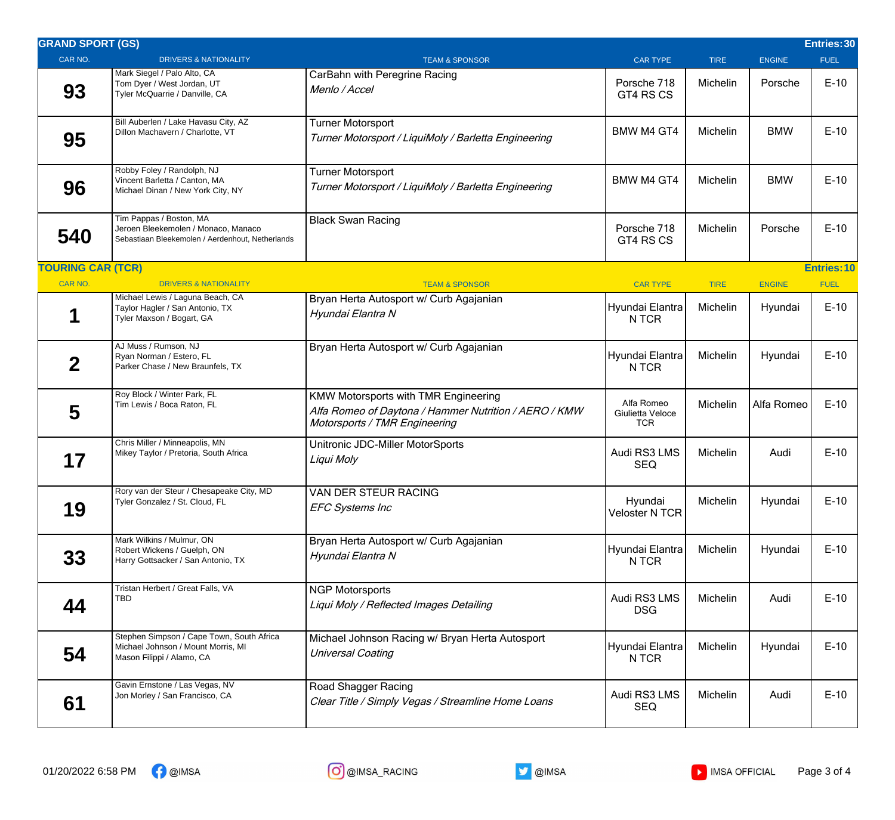## GRAND SPORT (GS)

Entries: 30

| CAR NO. | DRIVERS & NATIONALITY | TEAM & SPONSOR | CAR TYPE | TIRE | ENGINE | FUEL |
|---|---|---|---|---|---|---|
| 93 | Mark Siegel / Palo Alto, CA<br>Tom Dyer / West Jordan, UT<br>Tyler McQuarrie / Danville, CA | CarBahn with Peregrine Racing<br>*Menlo / Accel* | Porsche 718 GT4 RS CS | Michelin | Porsche | E-10 |
| 95 | Bill Auberlen / Lake Havasu City, AZ<br>Dillon Machavern / Charlotte, VT | Turner Motorsport<br>*Turner Motorsport / LiquiMoly / Barletta Engineering* | BMW M4 GT4 | Michelin | BMW | E-10 |
| 96 | Robby Foley / Randolph, NJ<br>Vincent Barletta / Canton, MA<br>Michael Dinan / New York City, NY | Turner Motorsport<br>*Turner Motorsport / LiquiMoly / Barletta Engineering* | BMW M4 GT4 | Michelin | BMW | E-10 |
| 540 | Tim Pappas / Boston, MA<br>Jeroen Bleekemolen / Monaco, Manaco<br>Sebastiaan Bleekemolen / Aerdenhout, Netherlands | Black Swan Racing | Porsche 718 GT4 RS CS | Michelin | Porsche | E-10 |

## TOURING CAR (TCR)

Entries: 10

| CAR NO. | DRIVERS & NATIONALITY | TEAM & SPONSOR | CAR TYPE | TIRE | ENGINE | FUEL |
|---|---|---|---|---|---|---|
| 1 | Michael Lewis / Laguna Beach, CA<br>Taylor Hagler / San Antonio, TX<br>Tyler Maxson / Bogart, GA | Bryan Herta Autosport w/ Curb Agajanian<br>*Hyundai Elantra N* | Hyundai Elantra N TCR | Michelin | Hyundai | E-10 |
| 2 | AJ Muss / Rumson, NJ<br>Ryan Norman / Estero, FL<br>Parker Chase / New Braunfels, TX | Bryan Herta Autosport w/ Curb Agajanian | Hyundai Elantra N TCR | Michelin | Hyundai | E-10 |
| 5 | Roy Block / Winter Park, FL<br>Tim Lewis / Boca Raton, FL | KMW Motorsports with TMR Engineering<br>*Alfa Romeo of Daytona / Hammer Nutrition / AERO / KMW Motorsports / TMR Engineering* | Alfa Romeo Giulietta Veloce TCR | Michelin | Alfa Romeo | E-10 |
| 17 | Chris Miller / Minneapolis, MN<br>Mikey Taylor / Pretoria, South Africa | Unitronic JDC-Miller MotorSports<br>*Liqui Moly* | Audi RS3 LMS SEQ | Michelin | Audi | E-10 |
| 19 | Rory van der Steur / Chesapeake City, MD<br>Tyler Gonzalez / St. Cloud, FL | VAN DER STEUR RACING<br>*EFC Systems Inc* | Hyundai Veloster N TCR | Michelin | Hyundai | E-10 |
| 33 | Mark Wilkins / Mulmur, ON<br>Robert Wickens / Guelph, ON<br>Harry Gottsacker / San Antonio, TX | Bryan Herta Autosport w/ Curb Agajanian<br>*Hyundai Elantra N* | Hyundai Elantra N TCR | Michelin | Hyundai | E-10 |
| 44 | Tristan Herbert / Great Falls, VA<br>TBD | NGP Motorsports<br>*Liqui Moly / Reflected Images Detailing* | Audi RS3 LMS DSG | Michelin | Audi | E-10 |
| 54 | Stephen Simpson / Cape Town, South Africa<br>Michael Johnson / Mount Morris, MI<br>Mason Filippi / Alamo, CA | Michael Johnson Racing w/ Bryan Herta Autosport<br>*Universal Coating* | Hyundai Elantra N TCR | Michelin | Hyundai | E-10 |
| 61 | Gavin Ernstone / Las Vegas, NV<br>Jon Morley / San Francisco, CA | Road Shagger Racing<br>*Clear Title / Simply Vegas / Streamline Home Loans* | Audi RS3 LMS SEQ | Michelin | Audi | E-10 |

01/20/2022 6:58 PM @IMSA @IMSA_RACING @IMSA IMSA OFFICIAL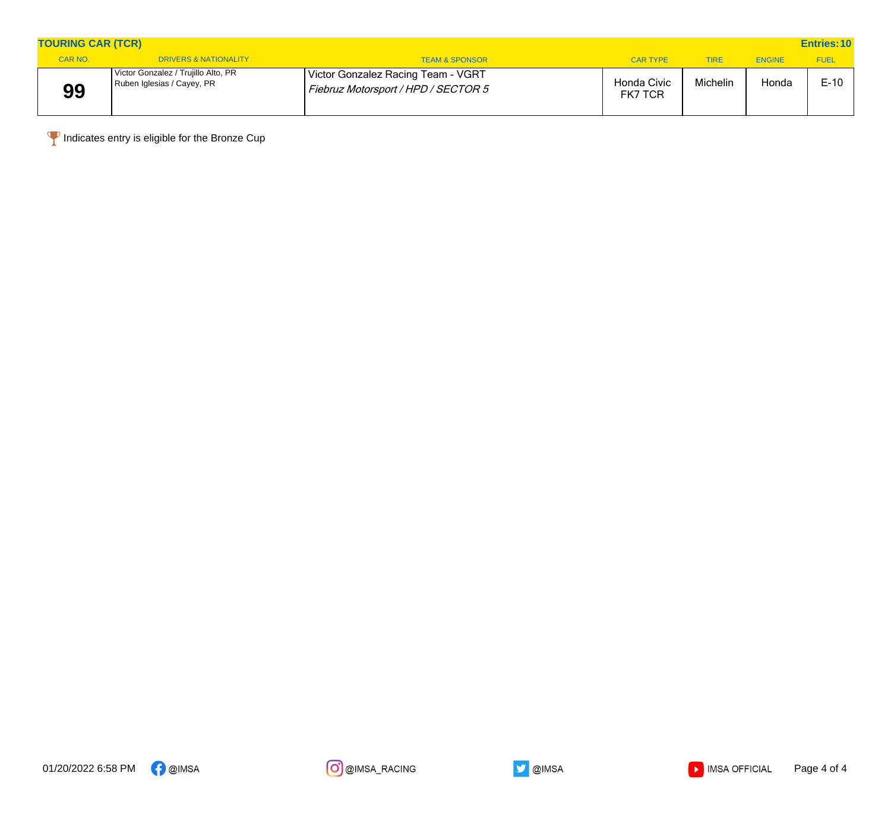## TOURING CAR (TCR)

Entries: 10

| CAR NO. | DRIVERS & NATIONALITY | TEAM & SPONSOR | CAR TYPE | TIRE | ENGINE | FUEL |
|---|---|---|---|---|---|---|
| 99 | Victor Gonzalez / Trujillo Alto, PR<br>Ruben Iglesias / Cayey, PR | Victor Gonzalez Racing Team - VGRT<br>*Fiebruz Motorsport / HPD / SECTOR 5* | Honda Civic FK7 TCR | Michelin | Honda | E-10 |

🏆 Indicates entry is eligible for the Bronze Cup

01/20/2022 6:58 PM @IMSA @IMSA_RACING @IMSA IMSA OFFICIAL